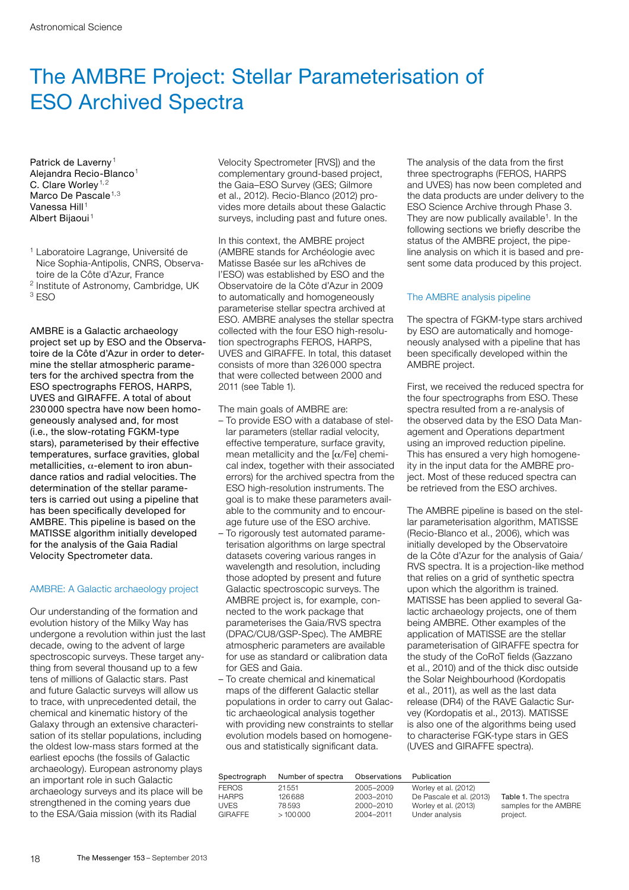# The AMBRE Project: Stellar Parameterisation of ESO Archived Spectra

Patrick de Laverny[1]
Alejandra Recio-Blanco[1]
C. Clare Worley[1,2]
Marco De Pascale[1,3]
Vanessa Hill[1]
Albert Bijaoui[1]

[1] Laboratoire Lagrange, Université de Nice Sophia-Antipolis, CNRS, Observatoire de la Côte d'Azur, France
[2] Institute of Astronomy, Cambridge, UK
[3] ESO

**AMBRE is a Galactic archaeology project set up by ESO and the Observatoire de la Côte d'Azur in order to determine the stellar atmospheric parameters for the archived spectra from the ESO spectrographs FEROS, HARPS, UVES and GIRAFFE. A total of about 230 000 spectra have now been homogeneously analysed and, for most (i.e., the slow-rotating FGKM-type stars), parameterised by their effective temperatures, surface gravities, global metallicities, α-element to iron abundance ratios and radial velocities. The determination of the stellar parameters is carried out using a pipeline that has been specifically developed for AMBRE. This pipeline is based on the MATISSE algorithm initially developed for the analysis of the Gaia Radial Velocity Spectrometer data.**

## AMBRE: A Galactic archaeology project

Our understanding of the formation and evolution history of the Milky Way has undergone a revolution within just the last decade, owing to the advent of large spectroscopic surveys. These target anything from several thousand up to a few tens of millions of Galactic stars. Past and future Galactic surveys will allow us to trace, with unprecedented detail, the chemical and kinematic history of the Galaxy through an extensive characterisation of its stellar populations, including the oldest low-mass stars formed at the earliest epochs (the fossils of Galactic archaeology). European astronomy plays an important role in such Galactic archaeology surveys and its place will be strengthened in the coming years due to the ESA/Gaia mission (with its Radial Velocity Spectrometer [RVS]) and the complementary ground-based project, the Gaia–ESO Survey (GES; Gilmore et al., 2012). Recio-Blanco (2012) provides more details about these Galactic surveys, including past and future ones.

In this context, the AMBRE project (AMBRE stands for Archéologie avec Matisse Basée sur les aRchives de l'ESO) was established by ESO and the Observatoire de la Côte d'Azur in 2009 to automatically and homogeneously parameterise stellar spectra archived at ESO. AMBRE analyses the stellar spectra collected with the four ESO high-resolution spectrographs FEROS, HARPS, UVES and GIRAFFE. In total, this dataset consists of more than 326 000 spectra that were collected between 2000 and 2011 (see Table 1).

The main goals of AMBRE are:

- To provide ESO with a database of stellar parameters (stellar radial velocity, effective temperature, surface gravity, mean metallicity and the [α/Fe] chemical index, together with their associated errors) for the archived spectra from the ESO high-resolution instruments. The goal is to make these parameters available to the community and to encourage future use of the ESO archive.
- To rigorously test automated parameterisation algorithms on large spectral datasets covering various ranges in wavelength and resolution, including those adopted by present and future Galactic spectroscopic surveys. The AMBRE project is, for example, connected to the work package that parameterises the Gaia/RVS spectra (DPAC/CU8/GSP-Spec). The AMBRE atmospheric parameters are available for use as standard or calibration data for GES and Gaia.
- To create chemical and kinematical maps of the different Galactic stellar populations in order to carry out Galactic archaeological analysis together with providing new constraints to stellar evolution models based on homogeneous and statistically significant data.

| Spectrograph | Number of spectra | Observations | Publication |
|---|---|---|---|
| FEROS | 21 551 | 2005–2009 | Worley et al. (2012) |
| HARPS | 126 688 | 2003–2010 | De Pascale et al. (2013) |
| UVES | 78 593 | 2000–2010 | Worley et al. (2013) |
| GIRAFFE | > 100 000 | 2004–2011 | Under analysis |

Table 1. The spectra samples for the AMBRE project.

The analysis of the data from the first three spectrographs (FEROS, HARPS and UVES) has now been completed and the data products are under delivery to the ESO Science Archive through Phase 3. They are now publically available[1]. In the following sections we briefly describe the status of the AMBRE project, the pipeline analysis on which it is based and present some data produced by this project.

## The AMBRE analysis pipeline

The spectra of FGKM-type stars archived by ESO are automatically and homogeneously analysed with a pipeline that has been specifically developed within the AMBRE project.

First, we received the reduced spectra for the four spectrographs from ESO. These spectra resulted from a re-analysis of the observed data by the ESO Data Management and Operations department using an improved reduction pipeline. This has ensured a very high homogeneity in the input data for the AMBRE project. Most of these reduced spectra can be retrieved from the ESO archives.

The AMBRE pipeline is based on the stellar parameterisation algorithm, MATISSE (Recio-Blanco et al., 2006), which was initially developed by the Observatoire de la Côte d'Azur for the analysis of Gaia/RVS spectra. It is a projection-like method that relies on a grid of synthetic spectra upon which the algorithm is trained. MATISSE has been applied to several Galactic archaeology projects, one of them being AMBRE. Other examples of the application of MATISSE are the stellar parameterisation of GIRAFFE spectra for the study of the CoRoT fields (Gazzano et al., 2010) and of the thick disc outside the Solar Neighbourhood (Kordopatis et al., 2011), as well as the last data release (DR4) of the RAVE Galactic Survey (Kordopatis et al., 2013). MATISSE is also one of the algorithms being used to characterise FGK-type stars in GES (UVES and GIRAFFE spectra).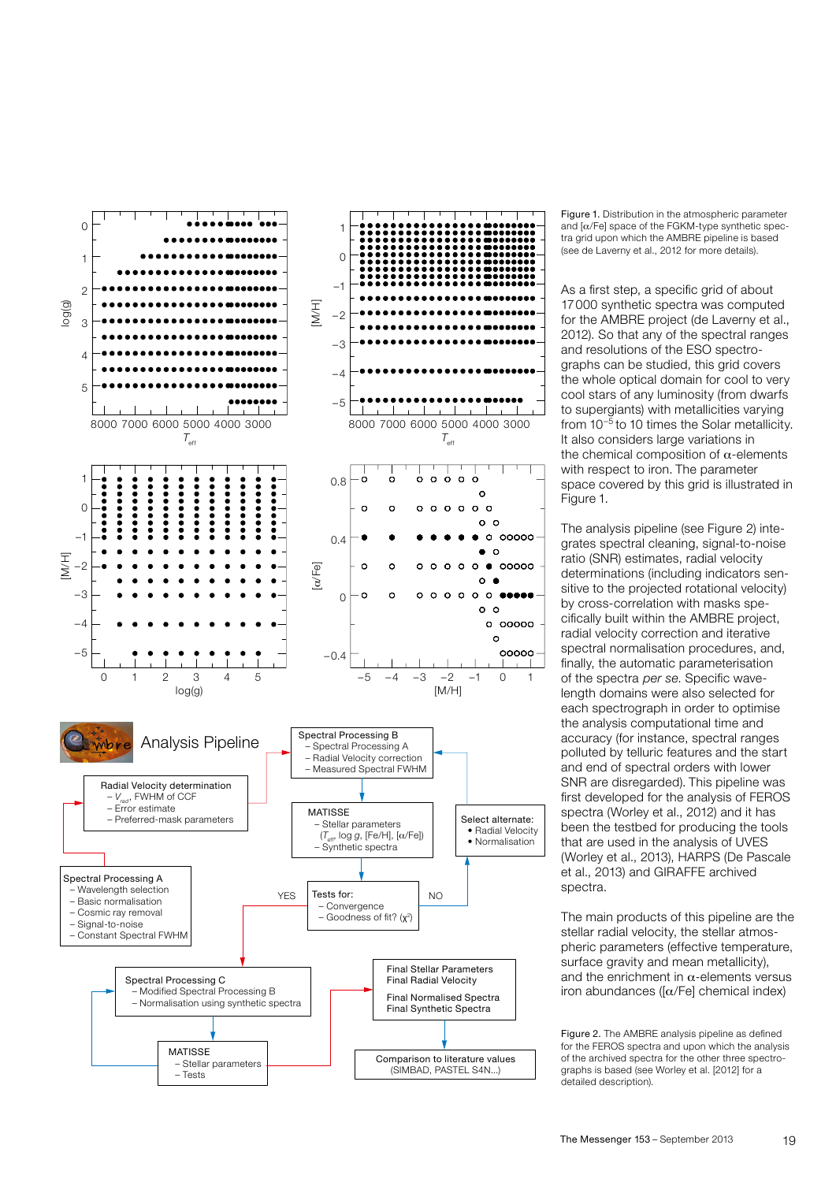Figure 1. Distribution in the atmospheric parameter and [α/Fe] space of the FGKM-type synthetic spectra grid upon which the AMBRE pipeline is based (see de Laverny et al., 2012 for more details).

As a first step, a specific grid of about 17 000 synthetic spectra was computed for the AMBRE project (de Laverny et al., 2012). So that any of the spectral ranges and resolutions of the ESO spectrographs can be studied, this grid covers the whole optical domain for cool to very cool stars of any luminosity (from dwarfs to supergiants) with metallicities varying from $10^{-5}$ to 10 times the Solar metallicity. It also considers large variations in the chemical composition of α-elements with respect to iron. The parameter space covered by this grid is illustrated in Figure 1.

The analysis pipeline (see Figure 2) integrates spectral cleaning, signal-to-noise ratio (SNR) estimates, radial velocity determinations (including indicators sensitive to the projected rotational velocity) by cross-correlation with masks specifically built within the AMBRE project, radial velocity correction and iterative spectral normalisation procedures, and, finally, the automatic parameterisation of the spectra *per se*. Specific wavelength domains were also selected for each spectrograph in order to optimise the analysis computational time and accuracy (for instance, spectral ranges polluted by telluric features and the start and end of spectral orders with lower SNR are disregarded). This pipeline was first developed for the analysis of FEROS spectra (Worley et al., 2012) and it has been the testbed for producing the tools that are used in the analysis of UVES (Worley et al., 2013), HARPS (De Pascale et al., 2013) and GIRAFFE archived spectra.

The main products of this pipeline are the stellar radial velocity, the stellar atmospheric parameters (effective temperature, surface gravity and mean metallicity), and the enrichment in α-elements versus iron abundances ([α/Fe] chemical index)

Figure 2. The AMBRE analysis pipeline as defined for the FEROS spectra and upon which the analysis of the archived spectra for the other three spectrographs is based (see Worley et al. [2012] for a detailed description).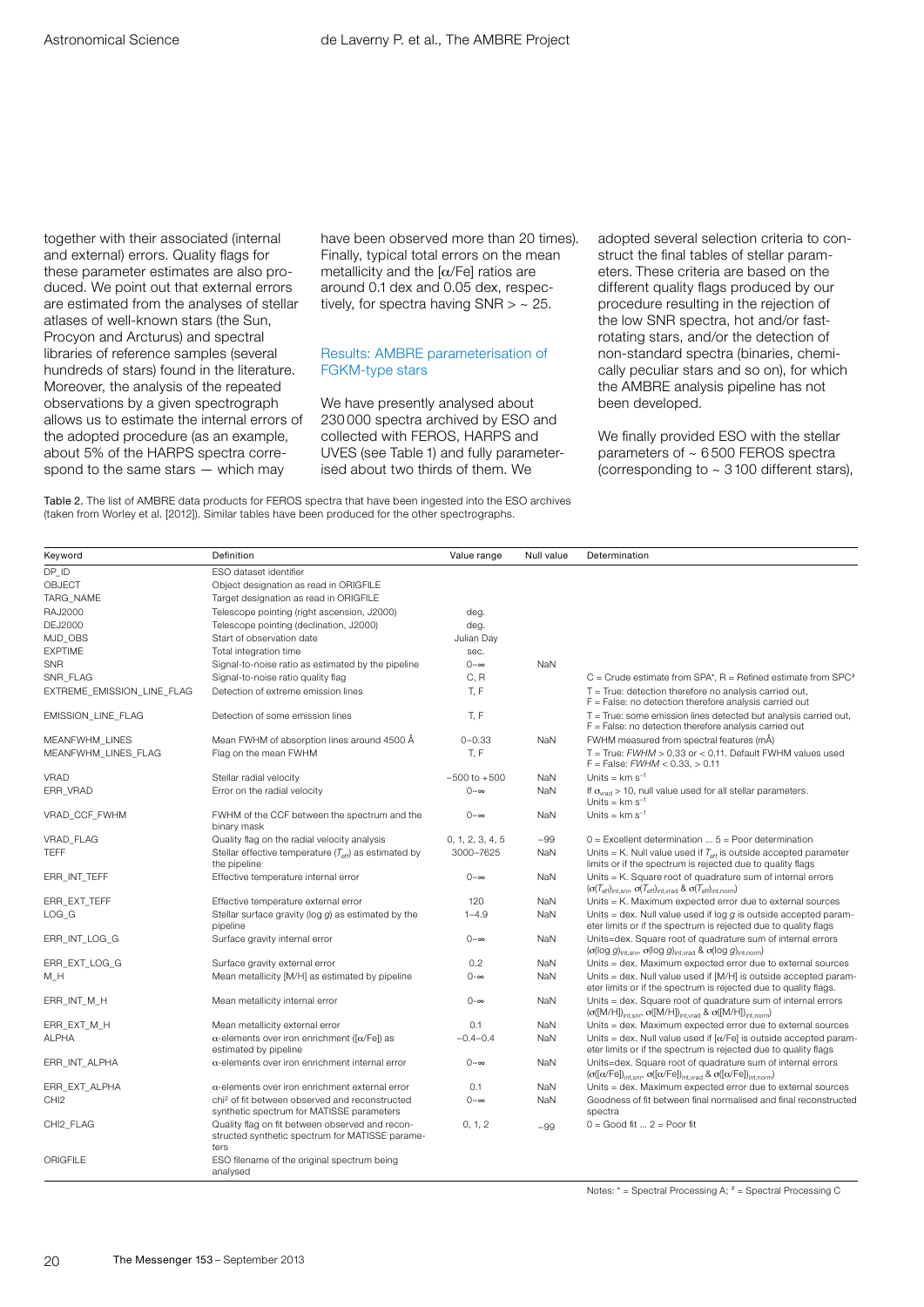together with their associated (internal and external) errors. Quality flags for these parameter estimates are also produced. We point out that external errors are estimated from the analyses of stellar atlases of well-known stars (the Sun, Procyon and Arcturus) and spectral libraries of reference samples (several hundreds of stars) found in the literature. Moreover, the analysis of the repeated observations by a given spectrograph allows us to estimate the internal errors of the adopted procedure (as an example, about 5% of the HARPS spectra correspond to the same stars — which may have been observed more than 20 times). Finally, typical total errors on the mean metallicity and the [α/Fe] ratios are around 0.1 dex and 0.05 dex, respectively, for spectra having SNR > ~ 25.

## Results: AMBRE parameterisation of FGKM-type stars

We have presently analysed about 230000 spectra archived by ESO and collected with FEROS, HARPS and UVES (see Table 1) and fully parameterised about two thirds of them. We adopted several selection criteria to construct the final tables of stellar parameters. These criteria are based on the different quality flags produced by our procedure resulting in the rejection of the low SNR spectra, hot and/or fast-rotating stars, and/or the detection of non-standard spectra (binaries, chemically peculiar stars and so on), for which the AMBRE analysis pipeline has not been developed.

We finally provided ESO with the stellar parameters of ~ 6500 FEROS spectra (corresponding to ~ 3100 different stars),

Table 2. The list of AMBRE data products for FEROS spectra that have been ingested into the ESO archives (taken from Worley et al. [2012]). Similar tables have been produced for the other spectrographs.

| Keyword | Definition | Value range | Null value | Determination |
|---|---|---|---|---|
| DP_ID | ESO dataset identifier | | | |
| OBJECT | Object designation as read in ORIGFILE | | | |
| TARG_NAME | Target designation as read in ORIGFILE | | | |
| RAJ2000 | Telescope pointing (right ascension, J2000) | deg. | | |
| DEJ2000 | Telescope pointing (declination, J2000) | deg. | | |
| MJD_OBS | Start of observation date | Julian Day | | |
| EXPTIME | Total integration time | sec. | | |
| SNR | Signal-to-noise ratio as estimated by the pipeline | 0–∞ | NaN | |
| SNR_FLAG | Signal-to-noise ratio quality flag | C, R | | C = Crude estimate from SPA*, R = Refined estimate from SPC# |
| EXTREME_EMISSION_LINE_FLAG | Detection of extreme emission lines | T, F | | T = True: detection therefore no analysis carried out, F = False: no detection therefore analysis carried out |
| EMISSION_LINE_FLAG | Detection of some emission lines | T, F | | T = True: some emission lines detected but analysis carried out, F = False: no detection therefore analysis carried out |
| MEANFWHM_LINES | Mean FWHM of absorption lines around 4500 Å | 0–0.33 | NaN | FWHM measured from spectral features (mÅ) |
| MEANFWHM_LINES_FLAG | Flag on the mean FWHM | T, F | | T = True: *FWHM* > 0.33 or < 0.11. Default FWHM values used F = False: *FWHM* < 0.33, > 0.11 |
| VRAD | Stellar radial velocity | −500 to +500 | NaN | Units = km s$^{-1}$ |
| ERR_VRAD | Error on the radial velocity | 0–∞ | NaN | If $\sigma_{vrad}$ > 10, null value used for all stellar parameters. Units = km s$^{-1}$ |
| VRAD_CCF_FWHM | FWHM of the CCF between the spectrum and the binary mask | 0–∞ | NaN | Units = km s$^{-1}$ |
| VRAD_FLAG | Quality flag on the radial velocity analysis | 0, 1, 2, 3, 4, 5 | −99 | 0 = Excellent determination ... 5 = Poor determination |
| TEFF | Stellar effective temperature ($T_{eff}$) as estimated by the pipeline | 3000–7625 | NaN | Units = K. Null value used if $T_{eff}$ is outside accepted parameter limits or if the spectrum is rejected due to quality flags |
| ERR_INT_TEFF | Effective temperature internal error | 0–∞ | NaN | Units = K. Square root of quadrature sum of internal errors ($\sigma(T_{eff})_{int,snr}$, $\sigma(T_{eff})_{int,vrad}$ & $\sigma(T_{eff})_{int,norm}$) |
| ERR_EXT_TEFF | Effective temperature external error | 120 | NaN | Units = K. Maximum expected error due to external sources |
| LOG_G | Stellar surface gravity (log *g*) as estimated by the pipeline | 1–4.9 | NaN | Units = dex. Null value used if log *g* is outside accepted parameter limits or if the spectrum is rejected due to quality flags |
| ERR_INT_LOG_G | Surface gravity internal error | 0–∞ | NaN | Units=dex. Square root of quadrature sum of internal errors ($\sigma(\log g)_{int,snr}$, $\sigma(\log g)_{int,vrad}$ & $\sigma(\log g)_{int,norm}$) |
| ERR_EXT_LOG_G | Surface gravity external error | 0.2 | NaN | Units = dex. Maximum expected error due to external sources |
| M_H | Mean metallicity [M/H] as estimated by pipeline | 0–∞ | NaN | Units = dex. Null value used if [M/H] is outside accepted parameter limits or if the spectrum is rejected due to quality flags. |
| ERR_INT_M_H | Mean metallicity internal error | 0–∞ | NaN | Units = dex. Square root of quadrature sum of internal errors ($\sigma([M/H])_{int,snr}$, $\sigma([M/H])_{int,vrad}$ & $\sigma([M/H])_{int,norm}$) |
| ERR_EXT_M_H | Mean metallicity external error | 0.1 | NaN | Units = dex. Maximum expected error due to external sources |
| ALPHA | α-elements over iron enrichment ([α/Fe]) as estimated by pipeline | −0.4–0.4 | NaN | Units = dex. Null value used if [α/Fe] is outside accepted parameter limits or if the spectrum is rejected due to quality flags |
| ERR_INT_ALPHA | α-elements over iron enrichment internal error | 0–∞ | NaN | Units=dex. Square root of quadrature sum of internal errors ($\sigma([\alpha/Fe])_{int,snr}$, $\sigma([\alpha/Fe])_{int,vrad}$ & $\sigma([\alpha/Fe])_{int,norm}$) |
| ERR_EXT_ALPHA | α-elements over iron enrichment external error | 0.1 | NaN | Units = dex. Maximum expected error due to external sources |
| CHI2 | chi$^2$ of fit between observed and reconstructed synthetic spectrum for MATISSE parameters | 0–∞ | NaN | Goodness of fit between final normalised and final reconstructed spectra |
| CHI2_FLAG | Quality flag on fit between observed and reconstructed synthetic spectrum for MATISSE parameters | 0, 1, 2 | −99 | 0 = Good fit ... 2 = Poor fit |
| ORIGFILE | ESO filename of the original spectrum being analysed | | | |

Notes: * = Spectral Processing A; # = Spectral Processing C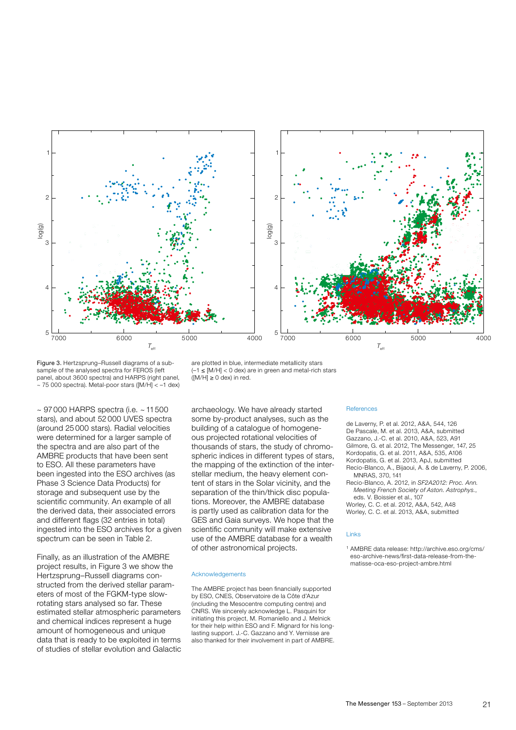log(g)

1

2

3

4

5

7000 6000 5000 4000

$T_{\mathrm{eff}}$

log(g)

1

2

3

4

5

7000 6000 5000 4000

$T_{\mathrm{eff}}$

Figure 3. Hertzsprung–Russell diagrams of a subsample of the analysed spectra for FEROS (left panel, about 3600 spectra) and HARPS (right panel, ~ 75 000 spectra). Metal-poor stars ([M/H] < –1 dex) are plotted in blue, intermediate metallicity stars (–1 ≤ [M/H] < 0 dex) are in green and metal-rich stars ([M/H] ≥ 0 dex) in red.

~ 97 000 HARPS spectra (i.e. ~ 11 500 stars), and about 52 000 UVES spectra (around 25 000 stars). Radial velocities were determined for a larger sample of the spectra and are also part of the AMBRE products that have been sent to ESO. All these parameters have been ingested into the ESO archives (as Phase 3 Science Data Products) for storage and subsequent use by the scientific community. An example of all the derived data, their associated errors and different flags (32 entries in total) ingested into the ESO archives for a given spectrum can be seen in Table 2.

Finally, as an illustration of the AMBRE project results, in Figure 3 we show the Hertzsprung–Russell diagrams constructed from the derived stellar parameters of most of the FGKM-type slow-rotating stars analysed so far. These estimated stellar atmospheric parameters and chemical indices represent a huge amount of homogeneous and unique data that is ready to be exploited in terms of studies of stellar evolution and Galactic archaeology. We have already started some by-product analyses, such as the building of a catalogue of homogeneous projected rotational velocities of thousands of stars, the study of chromospheric indices in different types of stars, the mapping of the extinction of the interstellar medium, the heavy element content of stars in the Solar vicinity, and the separation of the thin/thick disc populations. Moreover, the AMBRE database is partly used as calibration data for the GES and Gaia surveys. We hope that the scientific community will make extensive use of the AMBRE database for a wealth of other astronomical projects.

## Acknowledgements

The AMBRE project has been financially supported by ESO, CNES, Observatoire de la Côte d'Azur (including the Mesocentre computing centre) and CNRS. We sincerely acknowledge L. Pasquini for initiating this project, M. Romaniello and J. Melnick for their help within ESO and F. Mignard for his long-lasting support. J.-C. Gazzano and Y. Vernisse are also thanked for their involvement in part of AMBRE.

## References

de Laverny, P. et al. 2012, A&A, 544, 126
De Pascale, M. et al. 2013, A&A, submitted
Gazzano, J.-C. et al. 2010, A&A, 523, A91
Gilmore, G. et al. 2012, The Messenger, 147, 25
Kordopatis, G. et al. 2011, A&A, 535, A106
Kordopatis, G. et al. 2013, ApJ, submitted
Recio-Blanco, A., Bijaoui, A. & de Laverny, P. 2006, MNRAS, 370, 141
Recio-Blanco, A. 2012, in *SF2A2012: Proc. Ann. Meeting French Society of Aston. Astrophys.*, eds. V. Boissier et al., 107
Worley, C. C. et al. 2012, A&A, 542, A48
Worley, C. C. et al. 2013, A&A, submitted

## Links

[1] AMBRE data release: http://archive.eso.org/cms/eso-archive-news/first-data-release-from-the-matisse-oca-eso-project-ambre.html